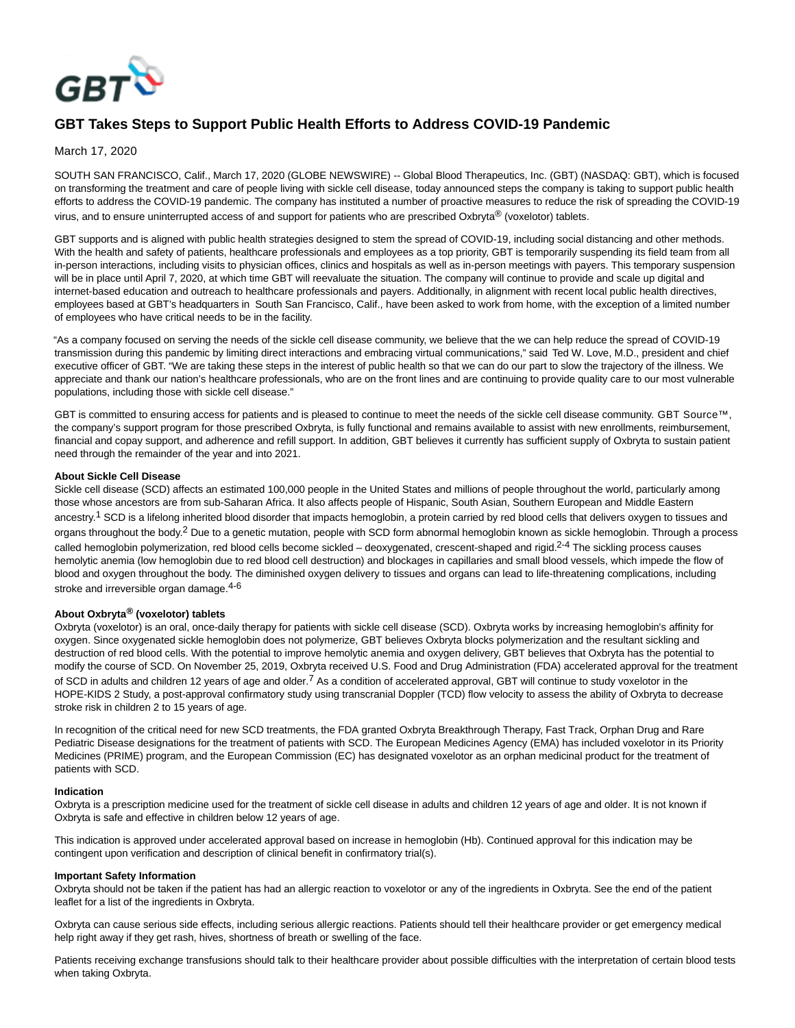# GBT Takes Steps to Support Public Health Efforts to Address COVID-19 Pandemic

March 17, 2020

SOUTH SAN FRANCISCO, Calif., March 17, 2020 (GLOBE NEWSWIRE) -- Global Blood Therapeutics, Inc. (GBT) (NASDAQ: GBT), which is focused on transforming the treatment and care of people living with sickle cell disease, today announced steps the company is taking to support public health efforts to address the COVID-19 pandemic. The company has instituted a number of proactive measures to reduce the risk of spreading the COVID-19 virus, and to ensure uninterrupted access of and support for patients who are prescribed Oxbryta® (voxelotor) tablets.

GBT supports and is aligned with public health strategies designed to stem the spread of COVID-19, including social distancing and other methods. With the health and safety of patients, healthcare professionals and employees as a top priority, GBT is temporarily suspending its field team from all in-person interactions, including visits to physician offices, clinics and hospitals as well as in-person meetings with payers. This temporary suspension will be in place until April 7, 2020, at which time GBT will reevaluate the situation. The company will continue to provide and scale up digital and internet-based education and outreach to healthcare professionals and payers. Additionally, in alignment with recent local public health directives, employees based at GBT's headquarters in South San Francisco, Calif., have been asked to work from home, with the exception of a limited number of employees who have critical needs to be in the facility.

"As a company focused on serving the needs of the sickle cell disease community, we believe that the we can help reduce the spread of COVID-19 transmission during this pandemic by limiting direct interactions and embracing virtual communications," said Ted W. Love, M.D., president and chief executive officer of GBT. "We are taking these steps in the interest of public health so that we can do our part to slow the trajectory of the illness. We appreciate and thank our nation's healthcare professionals, who are on the front lines and are continuing to provide quality care to our most vulnerable populations, including those with sickle cell disease."

GBT is committed to ensuring access for patients and is pleased to continue to meet the needs of the sickle cell disease community. GBT Source™, the company's support program for those prescribed Oxbryta, is fully functional and remains available to assist with new enrollments, reimbursement, financial and copay support, and adherence and refill support. In addition, GBT believes it currently has sufficient supply of Oxbryta to sustain patient need through the remainder of the year and into 2021.

**About Sickle Cell Disease**

Sickle cell disease (SCD) affects an estimated 100,000 people in the United States and millions of people throughout the world, particularly among those whose ancestors are from sub-Saharan Africa. It also affects people of Hispanic, South Asian, Southern European and Middle Eastern ancestry.[1] SCD is a lifelong inherited blood disorder that impacts hemoglobin, a protein carried by red blood cells that delivers oxygen to tissues and organs throughout the body.[2] Due to a genetic mutation, people with SCD form abnormal hemoglobin known as sickle hemoglobin. Through a process called hemoglobin polymerization, red blood cells become sickled – deoxygenated, crescent-shaped and rigid.[2-4] The sickling process causes hemolytic anemia (low hemoglobin due to red blood cell destruction) and blockages in capillaries and small blood vessels, which impede the flow of blood and oxygen throughout the body. The diminished oxygen delivery to tissues and organs can lead to life-threatening complications, including stroke and irreversible organ damage.[4-6]

**About Oxbryta® (voxelotor) tablets**

Oxbryta (voxelotor) is an oral, once-daily therapy for patients with sickle cell disease (SCD). Oxbryta works by increasing hemoglobin's affinity for oxygen. Since oxygenated sickle hemoglobin does not polymerize, GBT believes Oxbryta blocks polymerization and the resultant sickling and destruction of red blood cells. With the potential to improve hemolytic anemia and oxygen delivery, GBT believes that Oxbryta has the potential to modify the course of SCD. On November 25, 2019, Oxbryta received U.S. Food and Drug Administration (FDA) accelerated approval for the treatment of SCD in adults and children 12 years of age and older.[7] As a condition of accelerated approval, GBT will continue to study voxelotor in the HOPE-KIDS 2 Study, a post-approval confirmatory study using transcranial Doppler (TCD) flow velocity to assess the ability of Oxbryta to decrease stroke risk in children 2 to 15 years of age.

In recognition of the critical need for new SCD treatments, the FDA granted Oxbryta Breakthrough Therapy, Fast Track, Orphan Drug and Rare Pediatric Disease designations for the treatment of patients with SCD. The European Medicines Agency (EMA) has included voxelotor in its Priority Medicines (PRIME) program, and the European Commission (EC) has designated voxelotor as an orphan medicinal product for the treatment of patients with SCD.

**Indication**

Oxbryta is a prescription medicine used for the treatment of sickle cell disease in adults and children 12 years of age and older. It is not known if Oxbryta is safe and effective in children below 12 years of age.

This indication is approved under accelerated approval based on increase in hemoglobin (Hb). Continued approval for this indication may be contingent upon verification and description of clinical benefit in confirmatory trial(s).

**Important Safety Information**

Oxbryta should not be taken if the patient has had an allergic reaction to voxelotor or any of the ingredients in Oxbryta. See the end of the patient leaflet for a list of the ingredients in Oxbryta.

Oxbryta can cause serious side effects, including serious allergic reactions. Patients should tell their healthcare provider or get emergency medical help right away if they get rash, hives, shortness of breath or swelling of the face.

Patients receiving exchange transfusions should talk to their healthcare provider about possible difficulties with the interpretation of certain blood tests when taking Oxbryta.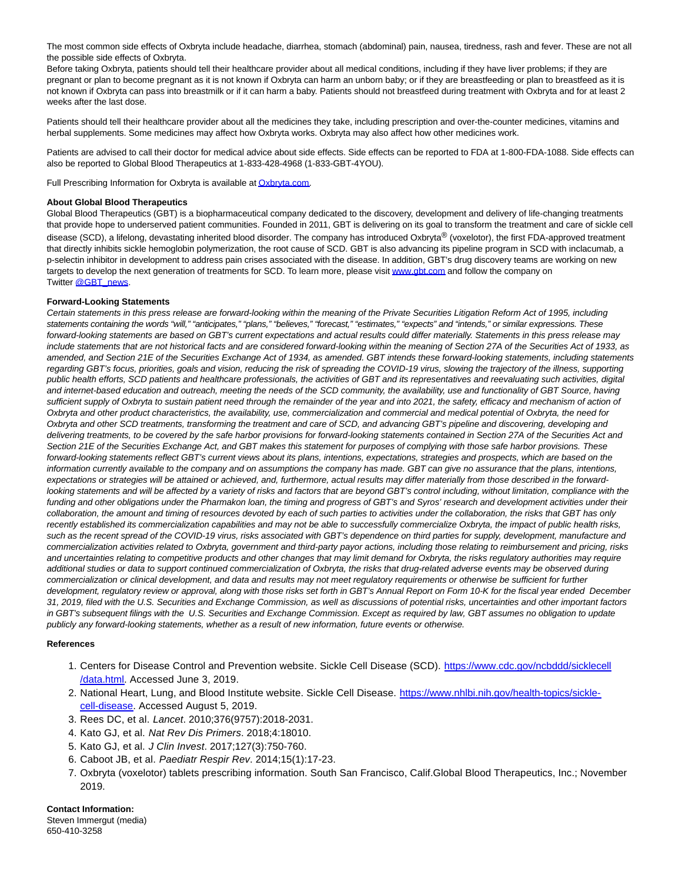The most common side effects of Oxbryta include headache, diarrhea, stomach (abdominal) pain, nausea, tiredness, rash and fever. These are not all the possible side effects of Oxbryta.

Before taking Oxbryta, patients should tell their healthcare provider about all medical conditions, including if they have liver problems; if they are pregnant or plan to become pregnant as it is not known if Oxbryta can harm an unborn baby; or if they are breastfeeding or plan to breastfeed as it is not known if Oxbryta can pass into breastmilk or if it can harm a baby. Patients should not breastfeed during treatment with Oxbryta and for at least 2 weeks after the last dose.

Patients should tell their healthcare provider about all the medicines they take, including prescription and over-the-counter medicines, vitamins and herbal supplements. Some medicines may affect how Oxbryta works. Oxbryta may also affect how other medicines work.

Patients are advised to call their doctor for medical advice about side effects. Side effects can be reported to FDA at 1-800-FDA-1088. Side effects can also be reported to Global Blood Therapeutics at 1-833-428-4968 (1-833-GBT-4YOU).

Full Prescribing Information for Oxbryta is available at Oxbryta.com.

**About Global Blood Therapeutics**

Global Blood Therapeutics (GBT) is a biopharmaceutical company dedicated to the discovery, development and delivery of life-changing treatments that provide hope to underserved patient communities. Founded in 2011, GBT is delivering on its goal to transform the treatment and care of sickle cell disease (SCD), a lifelong, devastating inherited blood disorder. The company has introduced Oxbryta® (voxelotor), the first FDA-approved treatment that directly inhibits sickle hemoglobin polymerization, the root cause of SCD. GBT is also advancing its pipeline program in SCD with inclacumab, a p-selectin inhibitor in development to address pain crises associated with the disease. In addition, GBT's drug discovery teams are working on new targets to develop the next generation of treatments for SCD. To learn more, please visit www.gbt.com and follow the company on Twitter @GBT_news.

**Forward-Looking Statements**

*Certain statements in this press release are forward-looking within the meaning of the Private Securities Litigation Reform Act of 1995, including statements containing the words "will," "anticipates," "plans," "believes," "forecast," "estimates," "expects" and "intends," or similar expressions. These forward-looking statements are based on GBT's current expectations and actual results could differ materially. Statements in this press release may include statements that are not historical facts and are considered forward-looking within the meaning of Section 27A of the Securities Act of 1933, as amended, and Section 21E of the Securities Exchange Act of 1934, as amended. GBT intends these forward-looking statements, including statements regarding GBT's focus, priorities, goals and vision, reducing the risk of spreading the COVID-19 virus, slowing the trajectory of the illness, supporting public health efforts, SCD patients and healthcare professionals, the activities of GBT and its representatives and reevaluating such activities, digital and internet-based education and outreach, meeting the needs of the SCD community, the availability, use and functionality of GBT Source, having sufficient supply of Oxbryta to sustain patient need through the remainder of the year and into 2021, the safety, efficacy and mechanism of action of Oxbryta and other product characteristics, the availability, use, commercialization and commercial and medical potential of Oxbryta, the need for Oxbryta and other SCD treatments, transforming the treatment and care of SCD, and advancing GBT's pipeline and discovering, developing and delivering treatments, to be covered by the safe harbor provisions for forward-looking statements contained in Section 27A of the Securities Act and Section 21E of the Securities Exchange Act, and GBT makes this statement for purposes of complying with those safe harbor provisions. These forward-looking statements reflect GBT's current views about its plans, intentions, expectations, strategies and prospects, which are based on the information currently available to the company and on assumptions the company has made. GBT can give no assurance that the plans, intentions, expectations or strategies will be attained or achieved, and, furthermore, actual results may differ materially from those described in the forward-looking statements and will be affected by a variety of risks and factors that are beyond GBT's control including, without limitation, compliance with the funding and other obligations under the Pharmakon loan, the timing and progress of GBT's and Syros' research and development activities under their collaboration, the amount and timing of resources devoted by each of such parties to activities under the collaboration, the risks that GBT has only recently established its commercialization capabilities and may not be able to successfully commercialize Oxbryta, the impact of public health risks, such as the recent spread of the COVID-19 virus, risks associated with GBT's dependence on third parties for supply, development, manufacture and commercialization activities related to Oxbryta, government and third-party payor actions, including those relating to reimbursement and pricing, risks and uncertainties relating to competitive products and other changes that may limit demand for Oxbryta, the risks regulatory authorities may require additional studies or data to support continued commercialization of Oxbryta, the risks that drug-related adverse events may be observed during commercialization or clinical development, and data and results may not meet regulatory requirements or otherwise be sufficient for further development, regulatory review or approval, along with those risks set forth in GBT's Annual Report on Form 10-K for the fiscal year ended December 31, 2019, filed with the U.S. Securities and Exchange Commission, as well as discussions of potential risks, uncertainties and other important factors in GBT's subsequent filings with the U.S. Securities and Exchange Commission. Except as required by law, GBT assumes no obligation to update publicly any forward-looking statements, whether as a result of new information, future events or otherwise.*

**References**

1. Centers for Disease Control and Prevention website. Sickle Cell Disease (SCD). https://www.cdc.gov/ncbddd/sicklecell/data.html. Accessed June 3, 2019.
2. National Heart, Lung, and Blood Institute website. Sickle Cell Disease. https://www.nhlbi.nih.gov/health-topics/sickle-cell-disease. Accessed August 5, 2019.
3. Rees DC, et al. *Lancet*. 2010;376(9757):2018-2031.
4. Kato GJ, et al. *Nat Rev Dis Primers*. 2018;4:18010.
5. Kato GJ, et al. *J Clin Invest*. 2017;127(3):750-760.
6. Caboot JB, et al. *Paediatr Respir Rev*. 2014;15(1):17-23.
7. Oxbryta (voxelotor) tablets prescribing information. South San Francisco, Calif.Global Blood Therapeutics, Inc.; November 2019.

**Contact Information:**

Steven Immergut (media)
650-410-3258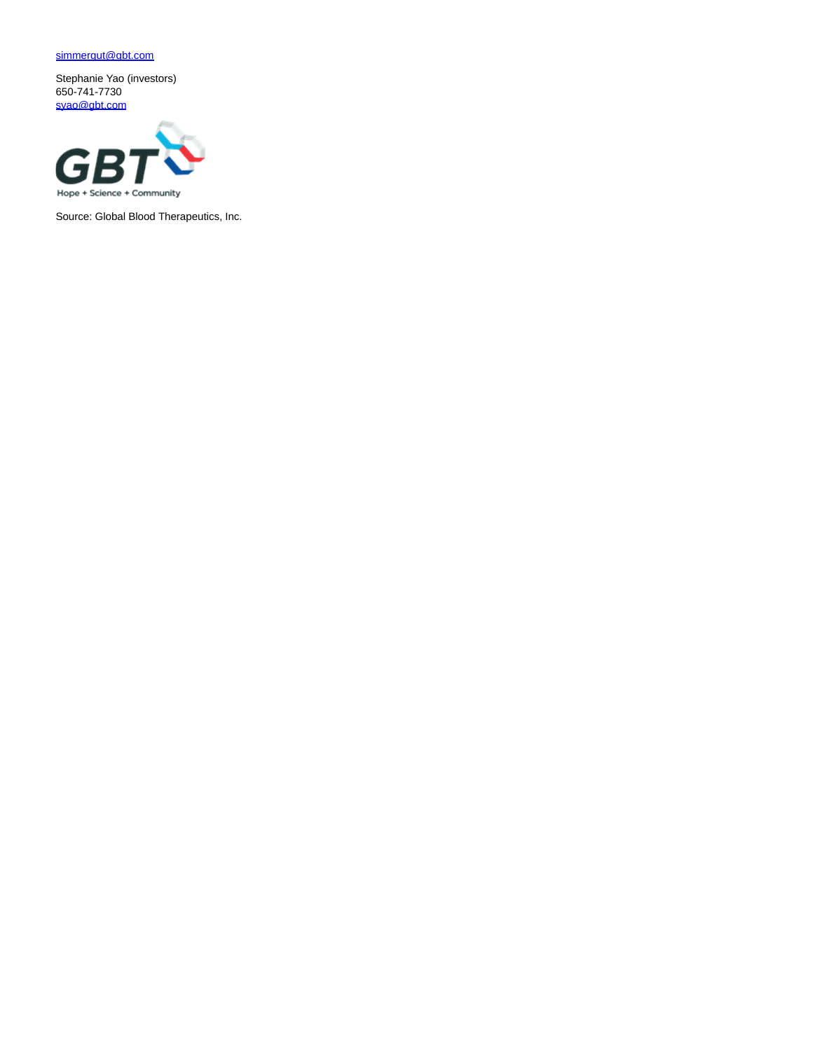simmergut@gbt.com

Stephanie Yao (investors)
650-741-7730
syao@gbt.com

GBT
Hope + Science + Community

Source: Global Blood Therapeutics, Inc.